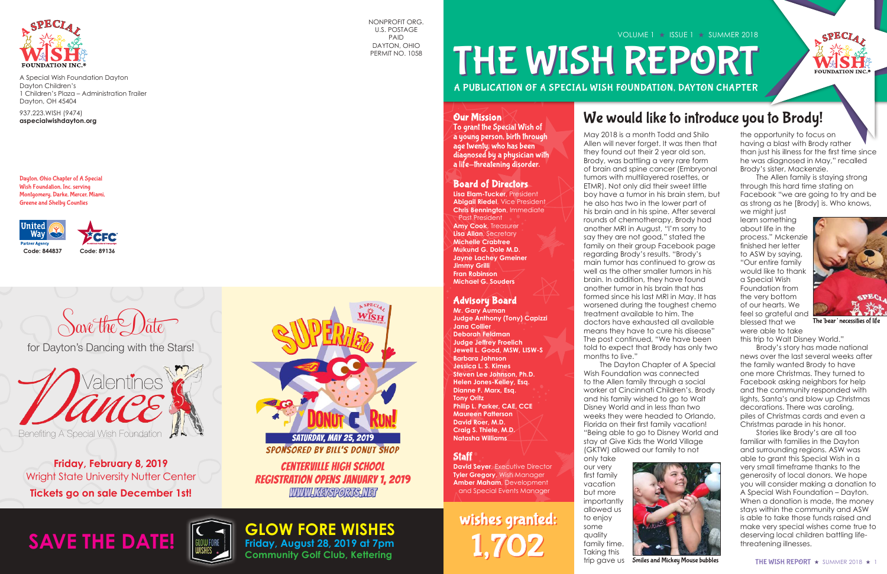A Special Wish Foundation Dayton
Dayton Children's
1 Children's Plaza – Administration Trailer
Dayton, OH 45404

937.223.WISH (9474)
**aspecialwishdayton.org**

NONPROFIT ORG.
U.S. POSTAGE
PAID
DAYTON, OHIO
PERMIT NO. 1058

Dayton, Ohio Chapter of A Special Wish Foundation, Inc. serving Montgomery, Darke, Mercer, Miami, Greene and Shelby Counties

United Way Partner Agency Code: 844837

CFC Code: 89136

Save the Date
for Dayton's Dancing with the Stars!

Valentines Dance
Benefiting A Special Wish Foundation

**Friday, February 8, 2019**
Wright State University Nutter Center
**Tickets go on sale December 1st!**

SUPERHERO DONUT RUN!
SATURDAY, MAY 25, 2019
SPONSORED BY BILL'S DONUT SHOP
CENTERVILLE HIGH SCHOOL
REGISTRATION OPENS JANUARY 1, 2019
WWW.KEYSPORTS.NET

**SAVE THE DATE!**

**GLOW FORE WISHES**
**Friday, August 28, 2019 at 7pm**
**Community Golf Club, Kettering**

VOLUME 1 ★ ISSUE 1 ★ SUMMER 2018

# THE WISH REPORT

**A PUBLICATION OF A SPECIAL WISH FOUNDATION, DAYTON CHAPTER**

## Our Mission

To grant the Special Wish of a young person, birth through age twenty, who has been diagnosed by a physician with a life–threatening disorder.

## Board of Directors

**Lisa Elam-Tucker**, President
**Abigail Riedel**, Vice President
**Chris Bennington**, Immediate Past President
**Amy Cook**, Treasurer
**Lisa Allan**, Secretary
**Michelle Crabtree**
**Mukund G. Dole M.D.**
**Jayne Lachey Gmeiner**
**Jimmy Grilli**
**Fran Robinson**
**Michael G. Souders**

## Advisory Board

**Mr. Gary Auman**
**Judge Anthony (Tony) Capizzi**
**Jana Collier**
**Deborah Feldman**
**Judge Jeffrey Froelich**
**Jewell L. Good, MSW, LISW-S**
**Barbara Johnson**
**Jessica L. S. Kimes**
**Steven Lee Johnson, Ph.D.**
**Helen Jones-Kelley, Esq.**
**Dianne F. Marx, Esq.**
**Tony Ortiz**
**Philip L. Parker, CAE, CCE**
**Maureen Patterson**
**David Roer, M.D.**
**Craig S. Thiele, M.D.**
**Natasha Williams**

## Staff

**David Seyer**, Executive Director
**Tyler Gregory**, Wish Manager
**Amber Maham**, Development and Special Events Manager

**wishes granted: 1,702**

## We would like to introduce you to Brody!

May 2018 is a month Todd and Shilo Allen will never forget. It was then that they found out their 2 year old son, Brody, was battling a very rare form of brain and spine cancer (Embryonal tumors with multilayered rosettes, or ETMR). Not only did their sweet little boy have a tumor in his brain stem, but he also has two in the lower part of his brain and in his spine. After several rounds of chemotherapy, Brody had another MRI in August, "I'm sorry to say they are not good," stated the family on their group Facebook page regarding Brody's results. "Brody's main tumor has continued to grow as well as the other smaller tumors in his brain. In addition, they have found another tumor in his brain that has formed since his last MRI in May. It has worsened during the toughest chemo treatment available to him. The doctors have exhausted all available means they have to cure his disease" The post continued, "We have been told to expect that Brody has only two months to live."

The Dayton Chapter of A Special Wish Foundation was connected to the Allen family through a social worker at Cincinnati Children's. Brody and his family wished to go to Walt Disney World and in less than two weeks they were headed to Orlando, Florida on their first family vacation! "Being able to go to Disney World and stay at Give Kids the World Village (GKTW) allowed our family to not only take our very first family vacation but more importantly allowed us to enjoy some quality family time. Taking this trip gave us the opportunity to focus on having a blast with Brody rather than just his illness for the first time since he was diagnosed in May," recalled Brody's sister, Mackenzie.

Smiles and Mickey Mouse bubbles

The Allen family is staying strong through this hard time stating on Facebook "we are going to try and be as strong as he [Brody] is. Who knows, we might just learn something about life in the process." Mckenzie finished her letter to ASW by saying, "Our entire family would like to thank a Special Wish Foundation from the very bottom of our hearts. We feel so grateful and blessed that we were able to take this trip to Walt Disney World."

The 'bear' necessities of life

Brody's story has made national news over the last several weeks after the family wanted Brody to have one more Christmas. They turned to Facebook asking neighbors for help and the community responded with lights, Santa's and blow up Christmas decorations. There was caroling, piles of Christmas cards and even a Christmas parade in his honor.

Stories like Brody's are all too familiar with families in the Dayton and surrounding regions. ASW was able to grant this Special Wish in a very small timeframe thanks to the generosity of local donors. We hope you will consider making a donation to A Special Wish Foundation – Dayton. When a donation is made, the money stays within the community and ASW is able to take those funds raised and make very special wishes come true to deserving local children battling life-threatening illnesses.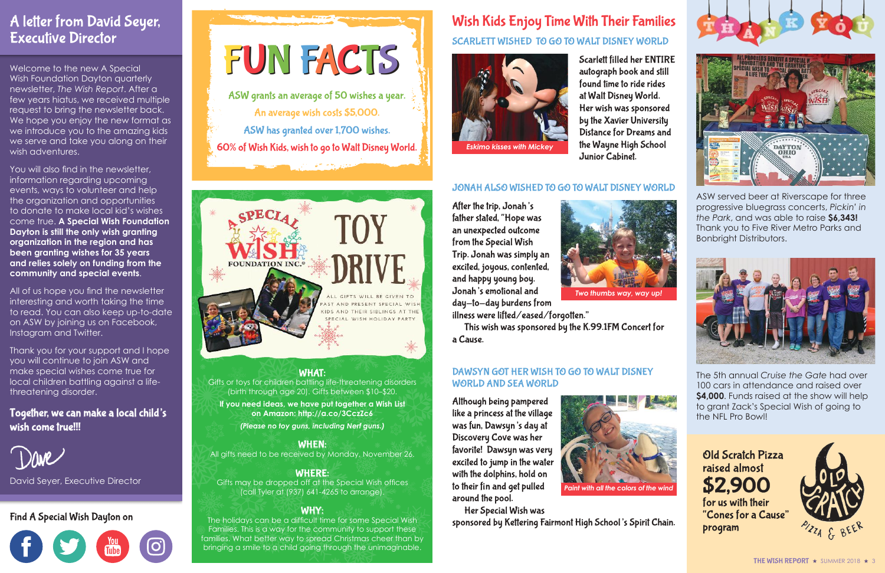## A letter from David Seyer, Executive Director

Welcome to the new A Special Wish Foundation Dayton quarterly newsletter, *The Wish Report*. After a few years hiatus, we received multiple request to bring the newsletter back. We hope you enjoy the new format as we introduce you to the amazing kids we serve and take you along on their wish adventures.

You will also find in the newsletter, information regarding upcoming events, ways to volunteer and help the organization and opportunities to donate to make local kid's wishes come true. **A Special Wish Foundation Dayton is still the only wish granting organization in the region and has been granting wishes for 35 years and relies solely on funding from the community and special events.**

All of us hope you find the newsletter interesting and worth taking the time to read. You can also keep up-to-date on ASW by joining us on Facebook, Instagram and Twitter.

Thank you for your support and I hope you will continue to join ASW and make special wishes come true for local children battling against a life-threatening disorder.

**Together, we can make a local child's wish come true!!!**

Dave

David Seyer, Executive Director

**Find A Special Wish Dayton on**

## FUN FACTS

ASW grants an average of 50 wishes a year.

An average wish costs $5,000.

ASW has granted over 1,700 wishes.

60% of Wish Kids, wish to go to Walt Disney World.

## A Special Wish Foundation Inc. TOY DRIVE

ALL GIFTS WILL BE GIVEN TO PAST AND PRESENT SPECIAL WISH KIDS AND THEIR SIBLINGS AT THE SPECIAL WISH HOLIDAY PARTY

**WHAT:**
Gifts or toys for children battling life-threatening disorders (birth through age 20). Gifts between $10–$20.

**If you need ideas, we have put together a Wish List on Amazon: http://a.co/3CczZc6**

***(Please no toy guns, including Nerf guns.)***

**WHEN:**
All gifts need to be received by Monday, November 26.

**WHERE:**
Gifts may be dropped off at the Special Wish offices (call Tyler at (937) 641-4265 to arrange).

**WHY:**
The holidays can be a difficult time for some Special Wish Families. This is a way for the community to support these families. What better way to spread Christmas cheer than by bringing a smile to a child going through the unimaginable.

## Wish Kids Enjoy Time With Their Families

### SCARLETT WISHED TO GO TO WALT DISNEY WORLD

*Eskimo kisses with Mickey*

Scarlett filled her ENTIRE autograph book and still found time to ride rides at Walt Disney World. Her wish was sponsored by the Xavier University Distance for Dreams and the Wayne High School Junior Cabinet.

### JONAH ALSO WISHED TO GO TO WALT DISNEY WORLD

After the trip, Jonah's father stated, "Hope was an unexpected outcome from the Special Wish Trip. Jonah was simply an excited, joyous, contented, and happy young boy. Jonah's emotional and day–to–day burdens from illness were lifted/eased/forgotten."

*Two thumbs way, way up!*

This wish was sponsored by the K.99.1FM Concert for a Cause.

### DAWSYN GOT HER WISH TO GO TO WALT DISNEY WORLD AND SEA WORLD

Although being pampered like a princess at the village was fun, Dawsyn's day at Discovery Cove was her favorite! Dawsyn was very excited to jump in the water with the dolphins, hold on to their fin and get pulled around the pool.

*Paint with all the colors of the wind*

Her Special Wish was sponsored by Kettering Fairmont High School's Spirit Chain.

## THANK YOU

ASW served beer at Riverscape for three progressive bluegrass concerts, *Pickin' in the Park*, and was able to raise **$6,343!** Thank you to Five River Metro Parks and Bonbright Distributors.

The 5th annual *Cruise the Gate* had over 100 cars in attendance and raised over **$4,000**. Funds raised at the show will help to grant Zack's Special Wish of going to the NFL Pro Bowl!

Old Scratch Pizza raised almost **$2,900** for us with their "Cones for a Cause" program